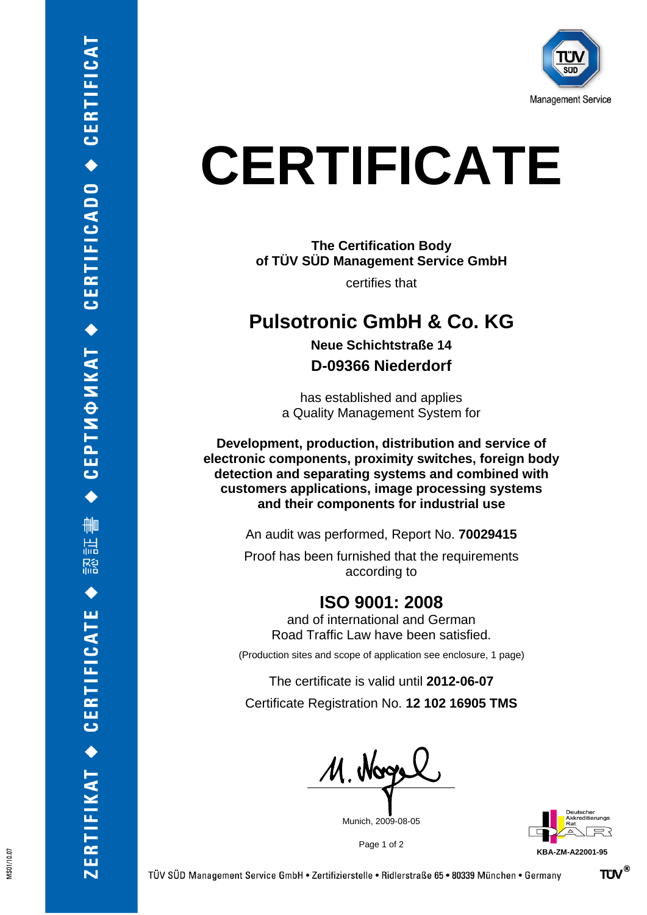TÜV SÜD Management Service

# CERTIFICATE

**The Certification Body of TÜV SÜD Management Service GmbH**

certifies that

## Pulsotronic GmbH & Co. KG

**Neue Schichtstraße 14**

**D-09366 Niederdorf**

has established and applies a Quality Management System for

**Development, production, distribution and service of electronic components, proximity switches, foreign body detection and separating systems and combined with customers applications, image processing systems and their components for industrial use**

An audit was performed, Report No. **70029415**

Proof has been furnished that the requirements according to

## ISO 9001: 2008

and of international and German Road Traffic Law have been satisfied.

(Production sites and scope of application see enclosure, 1 page)

The certificate is valid until **2012-06-07**

Certificate Registration No. **12 102 16905 TMS**

Munich, 2009-08-05

Deutscher Akkreditierungs Rat

**KBA-ZM-A22001-95**

TÜV SÜD Management Service GmbH • Zertifizierstelle • Ridlerstraße 65 • 80339 München • Germany

MS01/10.07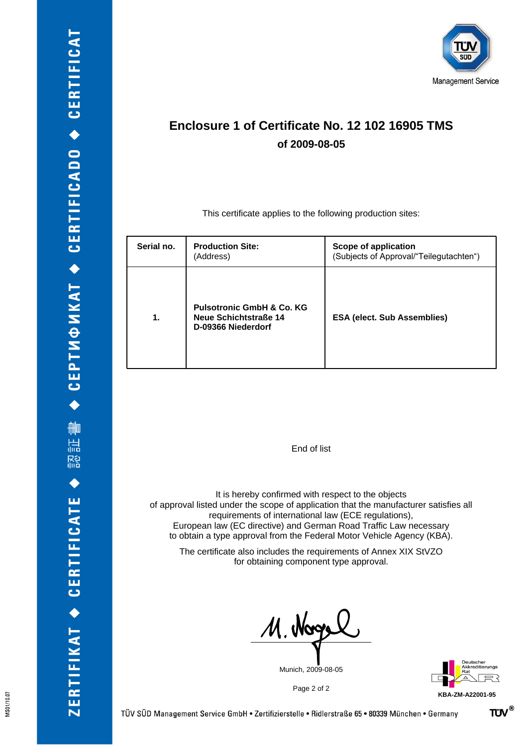TÜV SÜD Management Service

# Enclosure 1 of Certificate No. 12 102 16905 TMS

**of 2009-08-05**

This certificate applies to the following production sites:

| Serial no. | Production Site: (Address) | Scope of application (Subjects of Approval/"Teilegutachten") |
|---|---|---|
| **1.** | **Pulsotronic GmbH & Co. KG Neue Schichtstraße 14 D-09366 Niederdorf** | **ESA (elect. Sub Assemblies)** |

End of list

It is hereby confirmed with respect to the objects of approval listed under the scope of application that the manufacturer satisfies all requirements of international law (ECE regulations), European law (EC directive) and German Road Traffic Law necessary to obtain a type approval from the Federal Motor Vehicle Agency (KBA).

The certificate also includes the requirements of Annex XIX StVZO for obtaining component type approval.

Munich, 2009-08-05

Deutscher Akkreditierungs Rat

KBA-ZM-A22001-95

TÜV SÜD Management Service GmbH • Zertifizierstelle • Ridlerstraße 65 • 80339 München • Germany